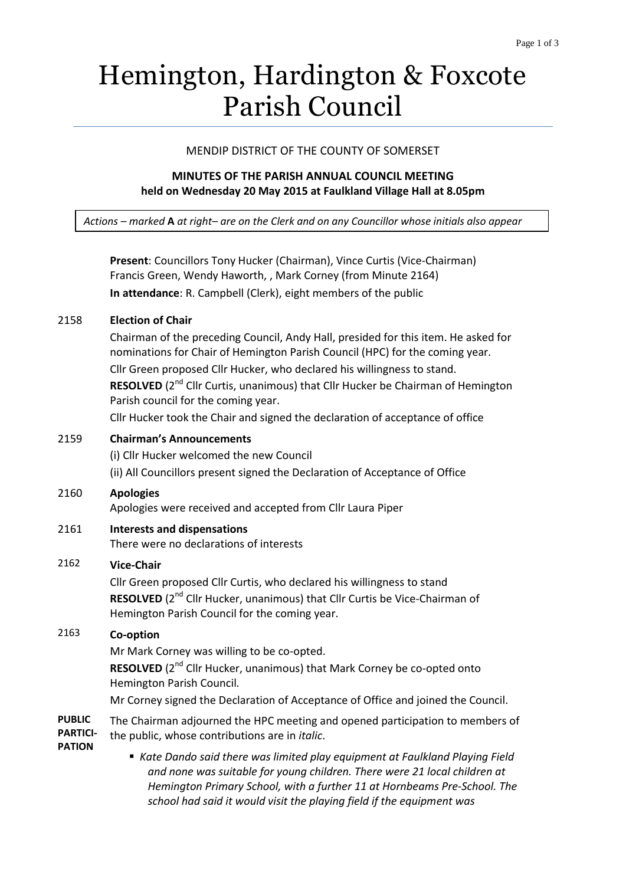# Hemington, Hardington & Foxcote Parish Council

MENDIP DISTRICT OF THE COUNTY OF SOMERSET

**MINUTES OF THE PARISH ANNUAL COUNCIL MEETING**
**held on Wednesday 20 May 2015 at Faulkland Village Hall at 8.05pm**

*Actions – marked* **A** *at right– are on the Clerk and on any Councillor whose initials also appear*

**Present**: Councillors Tony Hucker (Chairman), Vince Curtis (Vice-Chairman) Francis Green, Wendy Haworth, , Mark Corney (from Minute 2164)

**In attendance**: R. Campbell (Clerk), eight members of the public

**2158 Election of Chair**

Chairman of the preceding Council, Andy Hall, presided for this item. He asked for nominations for Chair of Hemington Parish Council (HPC) for the coming year.

Cllr Green proposed Cllr Hucker, who declared his willingness to stand.

**RESOLVED** (2nd Cllr Curtis, unanimous) that Cllr Hucker be Chairman of Hemington Parish council for the coming year.

Cllr Hucker took the Chair and signed the declaration of acceptance of office

**2159 Chairman's Announcements**

(i) Cllr Hucker welcomed the new Council

(ii) All Councillors present signed the Declaration of Acceptance of Office

**2160 Apologies**

Apologies were received and accepted from Cllr Laura Piper

**2161 Interests and dispensations**

There were no declarations of interests

**2162 Vice-Chair**

Cllr Green proposed Cllr Curtis, who declared his willingness to stand

**RESOLVED** (2nd Cllr Hucker, unanimous) that Cllr Curtis be Vice-Chairman of Hemington Parish Council for the coming year.

**2163 Co-option**

Mr Mark Corney was willing to be co-opted.

**RESOLVED** (2nd Cllr Hucker, unanimous) that Mark Corney be co-opted onto Hemington Parish Council.

Mr Corney signed the Declaration of Acceptance of Office and joined the Council.

**PUBLIC PARTICIPATION**

The Chairman adjourned the HPC meeting and opened participation to members of the public, whose contributions are in *italic*.

- *Kate Dando said there was limited play equipment at Faulkland Playing Field and none was suitable for young children. There were 21 local children at Hemington Primary School, with a further 11 at Hornbeams Pre-School. The school had said it would visit the playing field if the equipment was*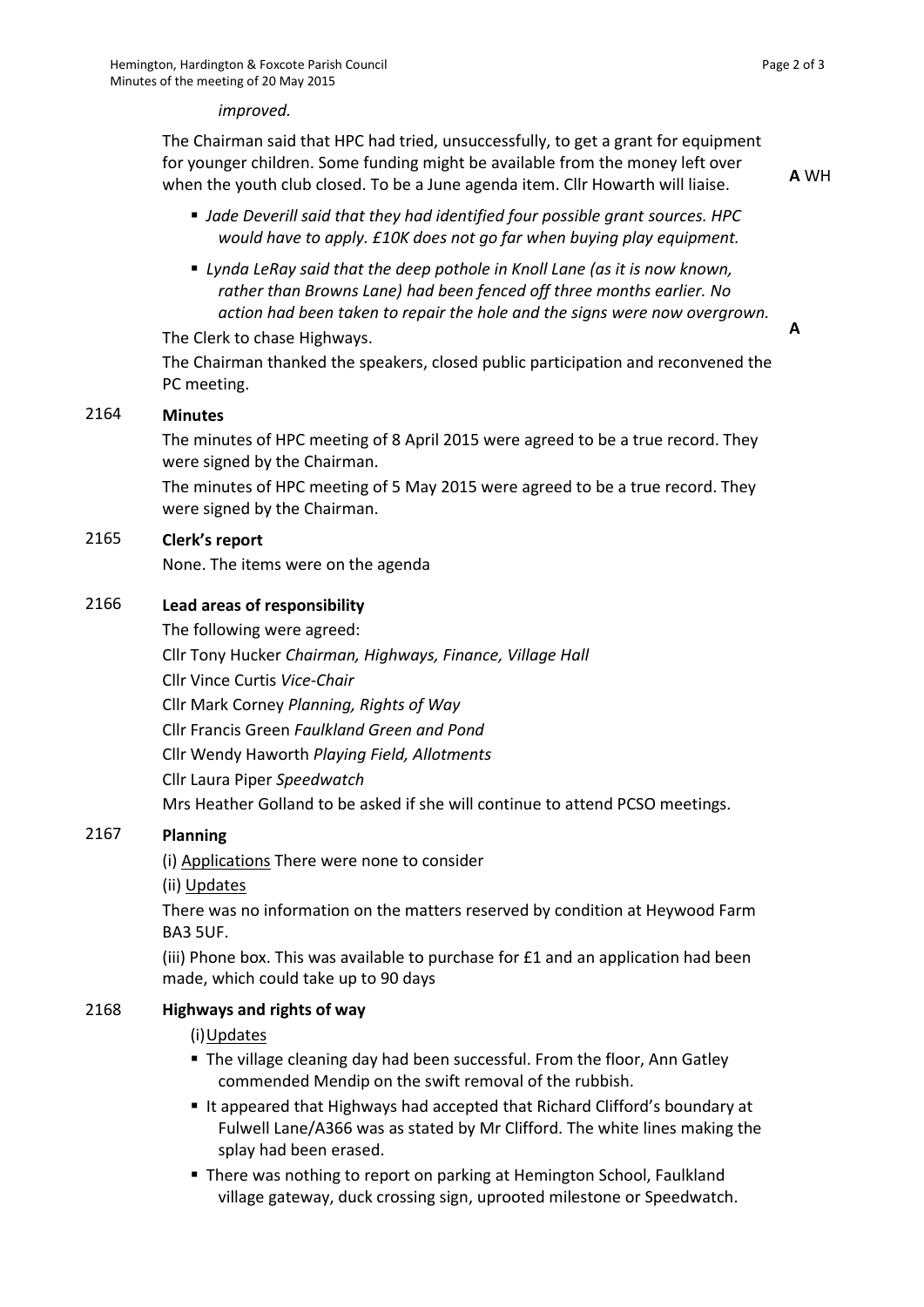*improved.*

The Chairman said that HPC had tried, unsuccessfully, to get a grant for equipment for younger children. Some funding might be available from the money left over when the youth club closed. To be a June agenda item. Cllr Howarth will liaise. **A** WH

- *Jade Deverill said that they had identified four possible grant sources. HPC would have to apply. £10K does not go far when buying play equipment.*
- *Lynda LeRay said that the deep pothole in Knoll Lane (as it is now known, rather than Browns Lane) had been fenced off three months earlier. No action had been taken to repair the hole and the signs were now overgrown.*

The Clerk to chase Highways. **A**

The Chairman thanked the speakers, closed public participation and reconvened the PC meeting.

## 2164 Minutes

The minutes of HPC meeting of 8 April 2015 were agreed to be a true record. They were signed by the Chairman.

The minutes of HPC meeting of 5 May 2015 were agreed to be a true record. They were signed by the Chairman.

## 2165 Clerk's report

None. The items were on the agenda

## 2166 Lead areas of responsibility

The following were agreed:

Cllr Tony Hucker *Chairman, Highways, Finance, Village Hall*

Cllr Vince Curtis *Vice-Chair*

Cllr Mark Corney *Planning, Rights of Way*

Cllr Francis Green *Faulkland Green and Pond*

Cllr Wendy Haworth *Playing Field, Allotments*

Cllr Laura Piper *Speedwatch*

Mrs Heather Golland to be asked if she will continue to attend PCSO meetings.

## 2167 Planning

(i) Applications There were none to consider

(ii) Updates

There was no information on the matters reserved by condition at Heywood Farm BA3 5UF.

(iii) Phone box. This was available to purchase for £1 and an application had been made, which could take up to 90 days

## 2168 Highways and rights of way

(i) Updates

- The village cleaning day had been successful. From the floor, Ann Gatley commended Mendip on the swift removal of the rubbish.
- It appeared that Highways had accepted that Richard Clifford's boundary at Fulwell Lane/A366 was as stated by Mr Clifford. The white lines making the splay had been erased.
- There was nothing to report on parking at Hemington School, Faulkland village gateway, duck crossing sign, uprooted milestone or Speedwatch.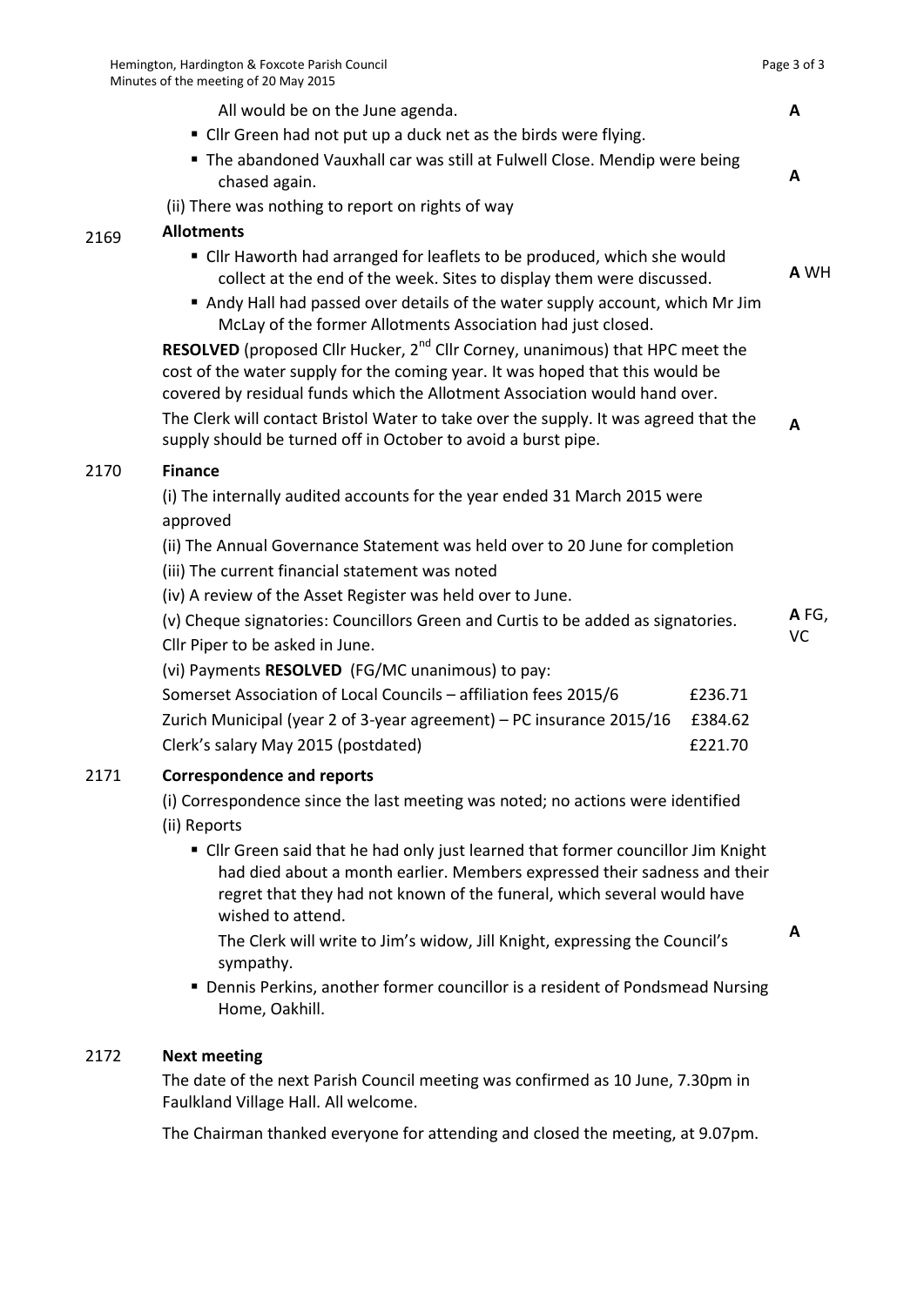All would be on the June agenda. **A**

- Cllr Green had not put up a duck net as the birds were flying.
- The abandoned Vauxhall car was still at Fulwell Close. Mendip were being chased again. **A**

(ii) There was nothing to report on rights of way

## 2169 Allotments

- Cllr Haworth had arranged for leaflets to be produced, which she would collect at the end of the week. Sites to display them were discussed. **A** WH
- Andy Hall had passed over details of the water supply account, which Mr Jim McLay of the former Allotments Association had just closed.

**RESOLVED** (proposed Cllr Hucker, 2nd Cllr Corney, unanimous) that HPC meet the cost of the water supply for the coming year. It was hoped that this would be covered by residual funds which the Allotment Association would hand over.

The Clerk will contact Bristol Water to take over the supply. It was agreed that the supply should be turned off in October to avoid a burst pipe. **A**

## 2170 Finance

(i) The internally audited accounts for the year ended 31 March 2015 were approved

(ii) The Annual Governance Statement was held over to 20 June for completion

(iii) The current financial statement was noted

(iv) A review of the Asset Register was held over to June.

(v) Cheque signatories: Councillors Green and Curtis to be added as signatories. Cllr Piper to be asked in June. **A** FG, VC

(vi) Payments **RESOLVED** (FG/MC unanimous) to pay:

| | |
|---|---|
| Somerset Association of Local Councils – affiliation fees 2015/6 | £236.71 |
| Zurich Municipal (year 2 of 3-year agreement) – PC insurance 2015/16 | £384.62 |
| Clerk's salary May 2015 (postdated) | £221.70 |

## 2171 Correspondence and reports

(i) Correspondence since the last meeting was noted; no actions were identified

(ii) Reports

- Cllr Green said that he had only just learned that former councillor Jim Knight had died about a month earlier. Members expressed their sadness and their regret that they had not known of the funeral, which several would have wished to attend.

  The Clerk will write to Jim's widow, Jill Knight, expressing the Council's sympathy. **A**
- Dennis Perkins, another former councillor is a resident of Pondsmead Nursing Home, Oakhill.

## 2172 Next meeting

The date of the next Parish Council meeting was confirmed as 10 June, 7.30pm in Faulkland Village Hall. All welcome.

The Chairman thanked everyone for attending and closed the meeting, at 9.07pm.